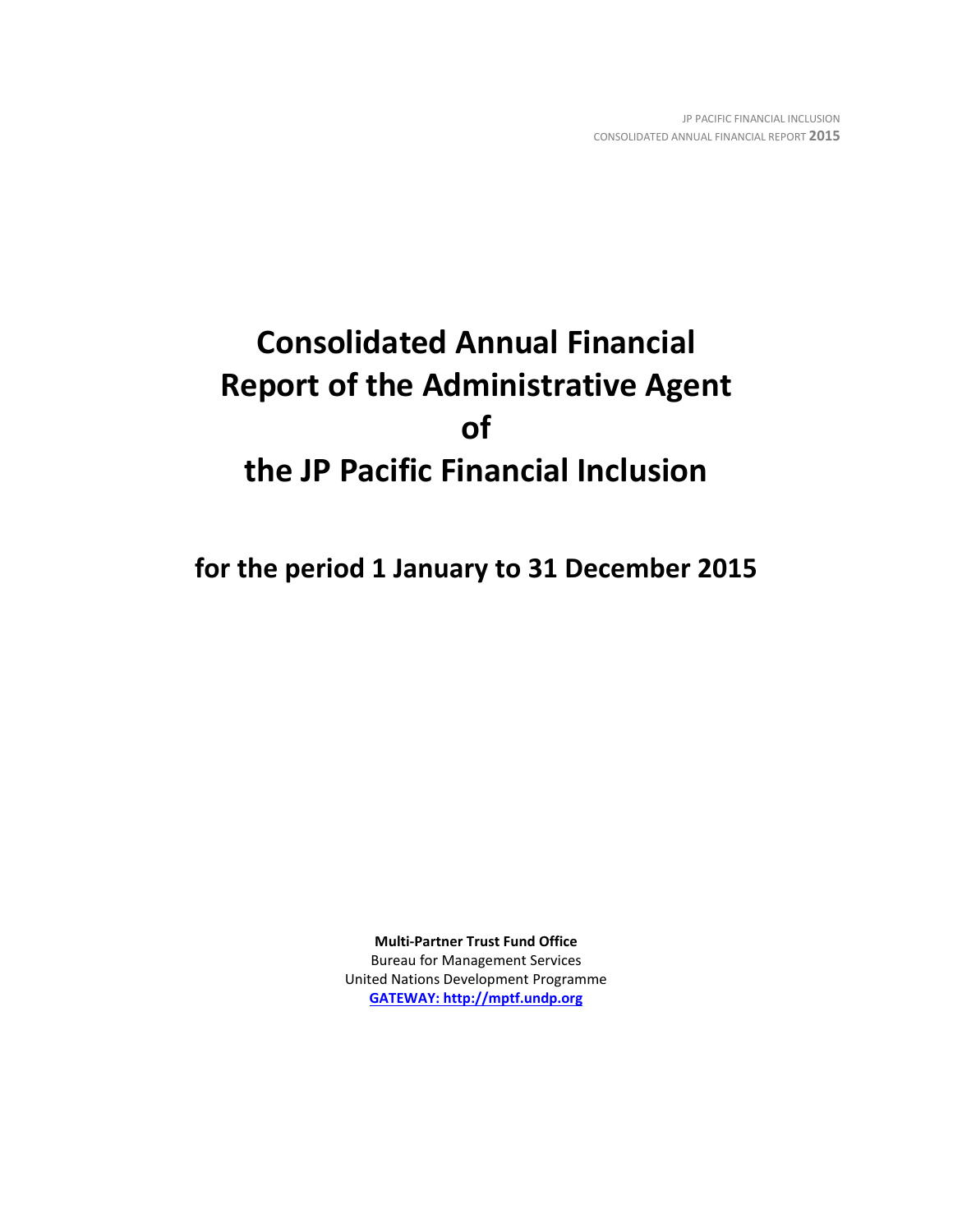# Consolidated Annual Financial Report of the Administrative Agent of the JP Pacific Financial Inclusion

## for the period 1 January to 31 December 2015

**Multi-Partner Trust Fund Office**
Bureau for Management Services
United Nations Development Programme
**GATEWAY: http://mptf.undp.org**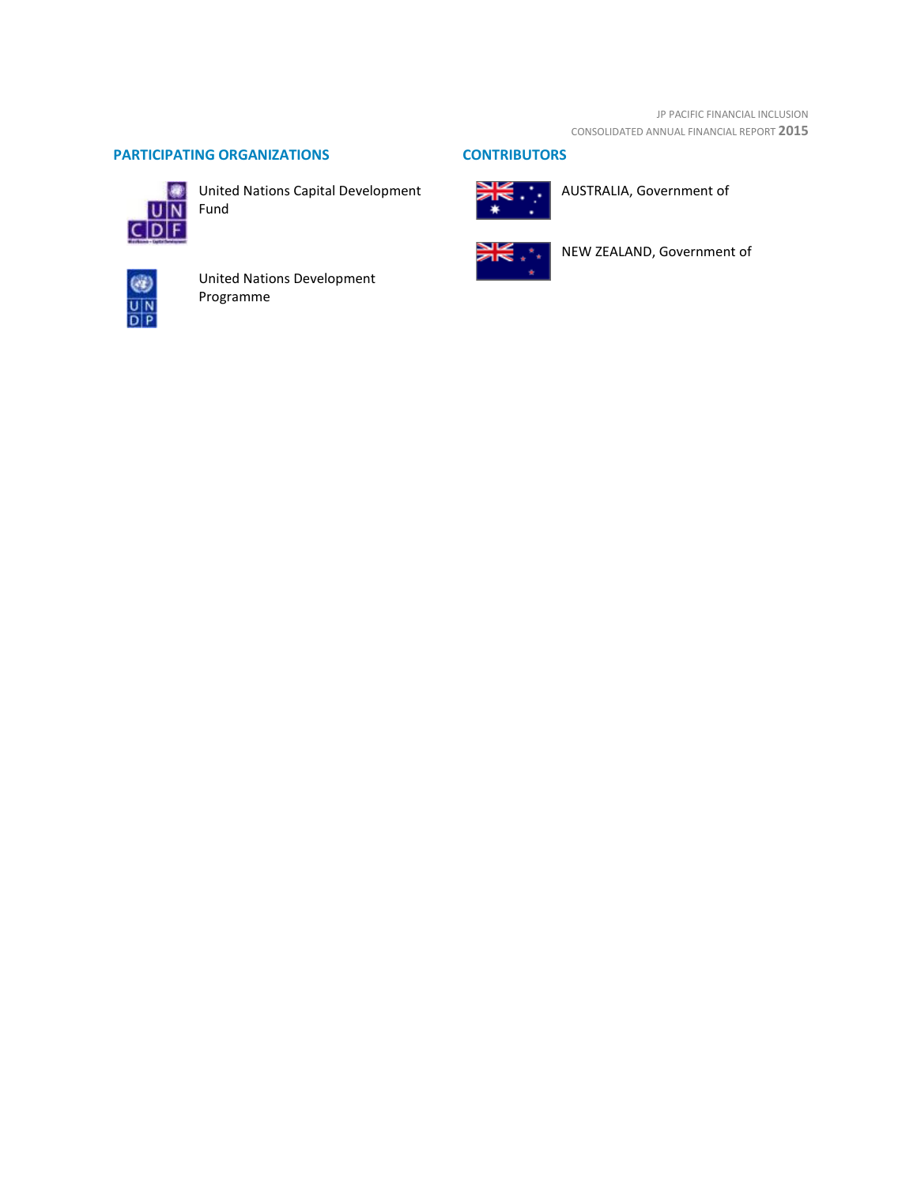## PARTICIPATING ORGANIZATIONS

United Nations Capital Development Fund

United Nations Development Programme

## CONTRIBUTORS

AUSTRALIA, Government of

NEW ZEALAND, Government of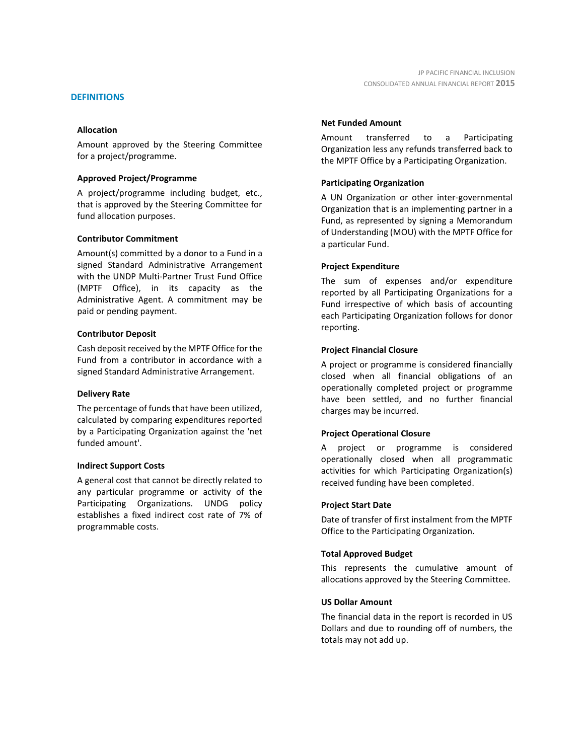## DEFINITIONS

### Allocation

Amount approved by the Steering Committee for a project/programme.

### Approved Project/Programme

A project/programme including budget, etc., that is approved by the Steering Committee for fund allocation purposes.

### Contributor Commitment

Amount(s) committed by a donor to a Fund in a signed Standard Administrative Arrangement with the UNDP Multi-Partner Trust Fund Office (MPTF Office), in its capacity as the Administrative Agent. A commitment may be paid or pending payment.

### Contributor Deposit

Cash deposit received by the MPTF Office for the Fund from a contributor in accordance with a signed Standard Administrative Arrangement.

### Delivery Rate

The percentage of funds that have been utilized, calculated by comparing expenditures reported by a Participating Organization against the 'net funded amount'.

### Indirect Support Costs

A general cost that cannot be directly related to any particular programme or activity of the Participating Organizations. UNDG policy establishes a fixed indirect cost rate of 7% of programmable costs.

### Net Funded Amount

Amount transferred to a Participating Organization less any refunds transferred back to the MPTF Office by a Participating Organization.

### Participating Organization

A UN Organization or other inter-governmental Organization that is an implementing partner in a Fund, as represented by signing a Memorandum of Understanding (MOU) with the MPTF Office for a particular Fund.

### Project Expenditure

The sum of expenses and/or expenditure reported by all Participating Organizations for a Fund irrespective of which basis of accounting each Participating Organization follows for donor reporting.

### Project Financial Closure

A project or programme is considered financially closed when all financial obligations of an operationally completed project or programme have been settled, and no further financial charges may be incurred.

### Project Operational Closure

A project or programme is considered operationally closed when all programmatic activities for which Participating Organization(s) received funding have been completed.

### Project Start Date

Date of transfer of first instalment from the MPTF Office to the Participating Organization.

### Total Approved Budget

This represents the cumulative amount of allocations approved by the Steering Committee.

### US Dollar Amount

The financial data in the report is recorded in US Dollars and due to rounding off of numbers, the totals may not add up.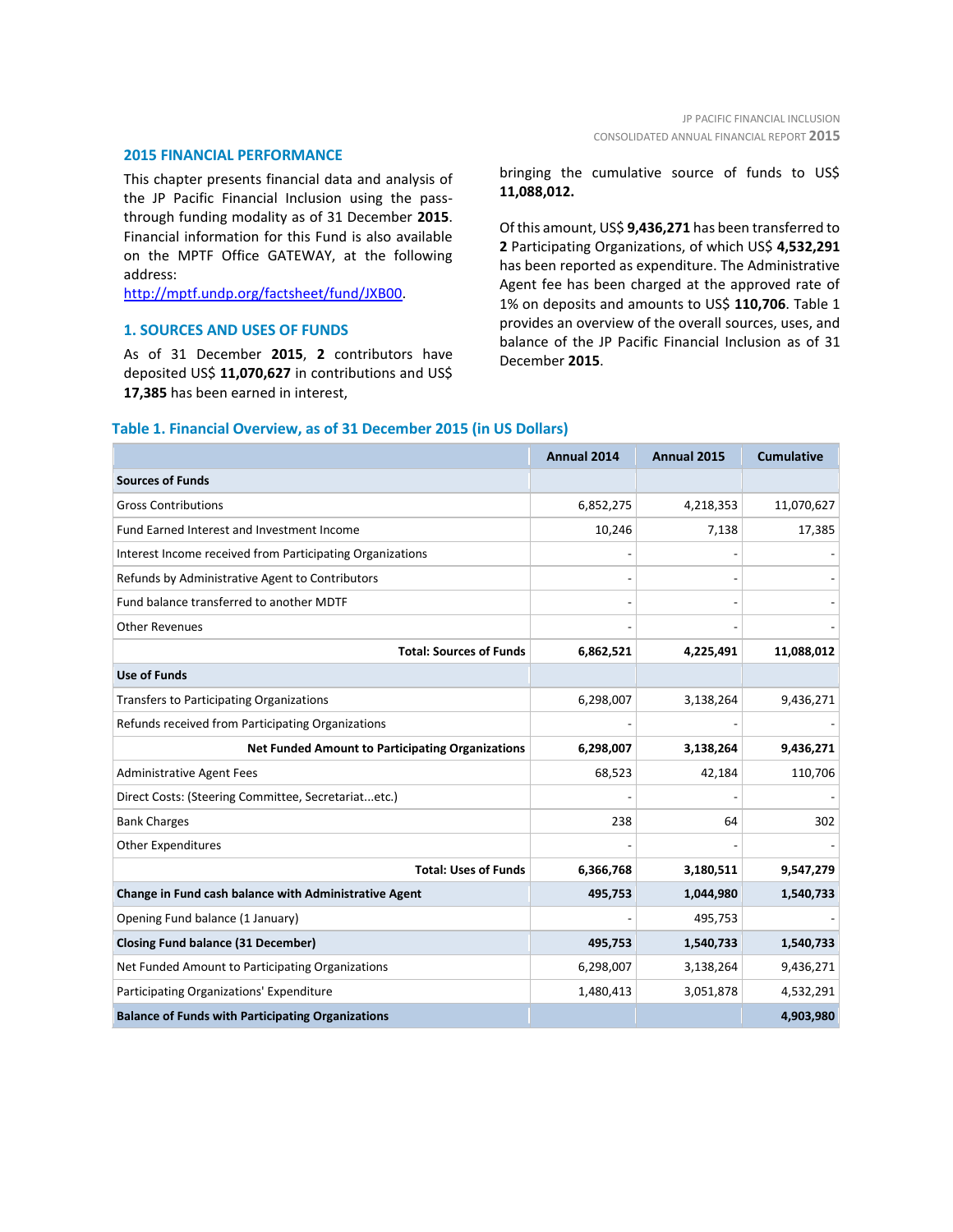## 2015 FINANCIAL PERFORMANCE

This chapter presents financial data and analysis of the JP Pacific Financial Inclusion using the pass-through funding modality as of 31 December **2015**. Financial information for this Fund is also available on the MPTF Office GATEWAY, at the following address: http://mptf.undp.org/factsheet/fund/JXB00.

### 1. SOURCES AND USES OF FUNDS

As of 31 December **2015**, **2** contributors have deposited US$ **11,070,627** in contributions and US$ **17,385** has been earned in interest, bringing the cumulative source of funds to US$ **11,088,012.**

Of this amount, US$ **9,436,271** has been transferred to **2** Participating Organizations, of which US$ **4,532,291** has been reported as expenditure. The Administrative Agent fee has been charged at the approved rate of 1% on deposits and amounts to US$ **110,706**. Table 1 provides an overview of the overall sources, uses, and balance of the JP Pacific Financial Inclusion as of 31 December **2015**.

**Table 1. Financial Overview, as of 31 December 2015 (in US Dollars)**

| | Annual 2014 | Annual 2015 | Cumulative |
|---|---|---|---|
| **Sources of Funds** | | | |
| Gross Contributions | 6,852,275 | 4,218,353 | 11,070,627 |
| Fund Earned Interest and Investment Income | 10,246 | 7,138 | 17,385 |
| Interest Income received from Participating Organizations | - | - | - |
| Refunds by Administrative Agent to Contributors | - | - | - |
| Fund balance transferred to another MDTF | - | - | - |
| Other Revenues | - | - | - |
| **Total: Sources of Funds** | **6,862,521** | **4,225,491** | **11,088,012** |
| **Use of Funds** | | | |
| Transfers to Participating Organizations | 6,298,007 | 3,138,264 | 9,436,271 |
| Refunds received from Participating Organizations | - | - | - |
| **Net Funded Amount to Participating Organizations** | **6,298,007** | **3,138,264** | **9,436,271** |
| Administrative Agent Fees | 68,523 | 42,184 | 110,706 |
| Direct Costs: (Steering Committee, Secretariat...etc.) | - | - | - |
| Bank Charges | 238 | 64 | 302 |
| Other Expenditures | - | - | - |
| **Total: Uses of Funds** | **6,366,768** | **3,180,511** | **9,547,279** |
| **Change in Fund cash balance with Administrative Agent** | **495,753** | **1,044,980** | **1,540,733** |
| Opening Fund balance (1 January) | - | 495,753 | - |
| **Closing Fund balance (31 December)** | **495,753** | **1,540,733** | **1,540,733** |
| Net Funded Amount to Participating Organizations | 6,298,007 | 3,138,264 | 9,436,271 |
| Participating Organizations' Expenditure | 1,480,413 | 3,051,878 | 4,532,291 |
| **Balance of Funds with Participating Organizations** | | | **4,903,980** |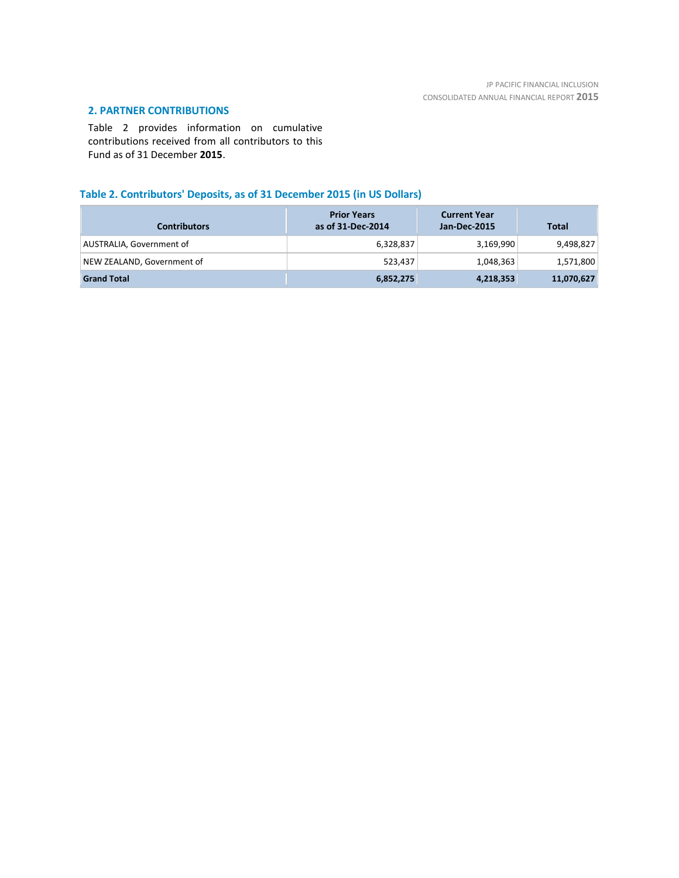## 2. PARTNER CONTRIBUTIONS

Table 2 provides information on cumulative contributions received from all contributors to this Fund as of 31 December **2015**.

### Table 2. Contributors' Deposits, as of 31 December 2015 (in US Dollars)

| Contributors | Prior Years as of 31-Dec-2014 | Current Year Jan-Dec-2015 | Total |
|---|---:|---:|---:|
| AUSTRALIA, Government of | 6,328,837 | 3,169,990 | 9,498,827 |
| NEW ZEALAND, Government of | 523,437 | 1,048,363 | 1,571,800 |
| **Grand Total** | **6,852,275** | **4,218,353** | **11,070,627** |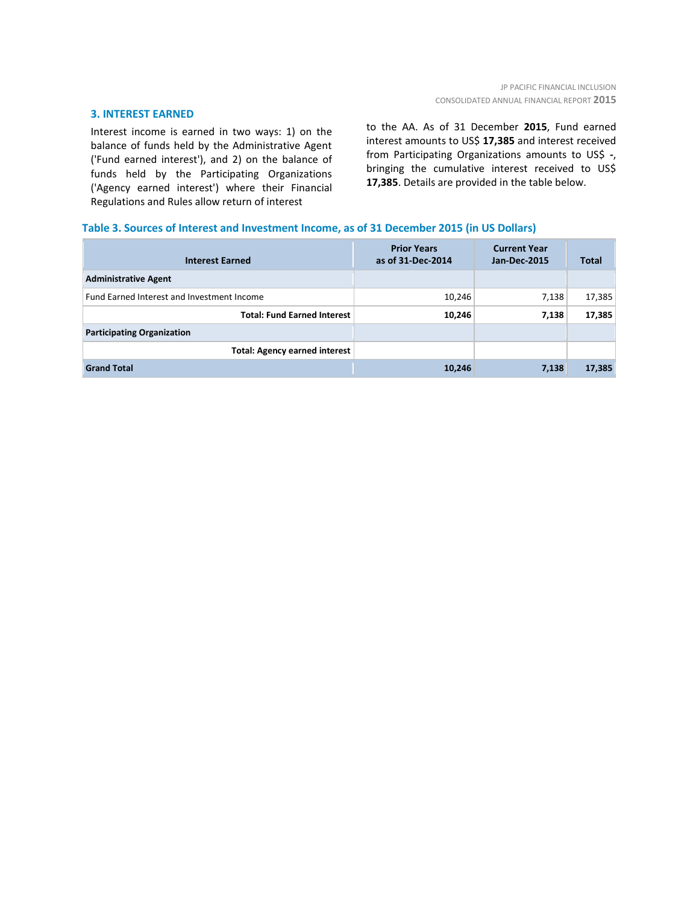## 3. INTEREST EARNED

Interest income is earned in two ways: 1) on the balance of funds held by the Administrative Agent ('Fund earned interest'), and 2) on the balance of funds held by the Participating Organizations ('Agency earned interest') where their Financial Regulations and Rules allow return of interest to the AA. As of 31 December **2015**, Fund earned interest amounts to US$ **17,385** and interest received from Participating Organizations amounts to US$ **-**, bringing the cumulative interest received to US$ **17,385**. Details are provided in the table below.

### Table 3. Sources of Interest and Investment Income, as of 31 December 2015 (in US Dollars)

| Interest Earned | Prior Years as of 31-Dec-2014 | Current Year Jan-Dec-2015 | Total |
|---|---|---|---|
| **Administrative Agent** | | | |
| Fund Earned Interest and Investment Income | 10,246 | 7,138 | 17,385 |
| **Total: Fund Earned Interest** | **10,246** | **7,138** | **17,385** |
| **Participating Organization** | | | |
| **Total: Agency earned interest** | | | |
| **Grand Total** | **10,246** | **7,138** | **17,385** |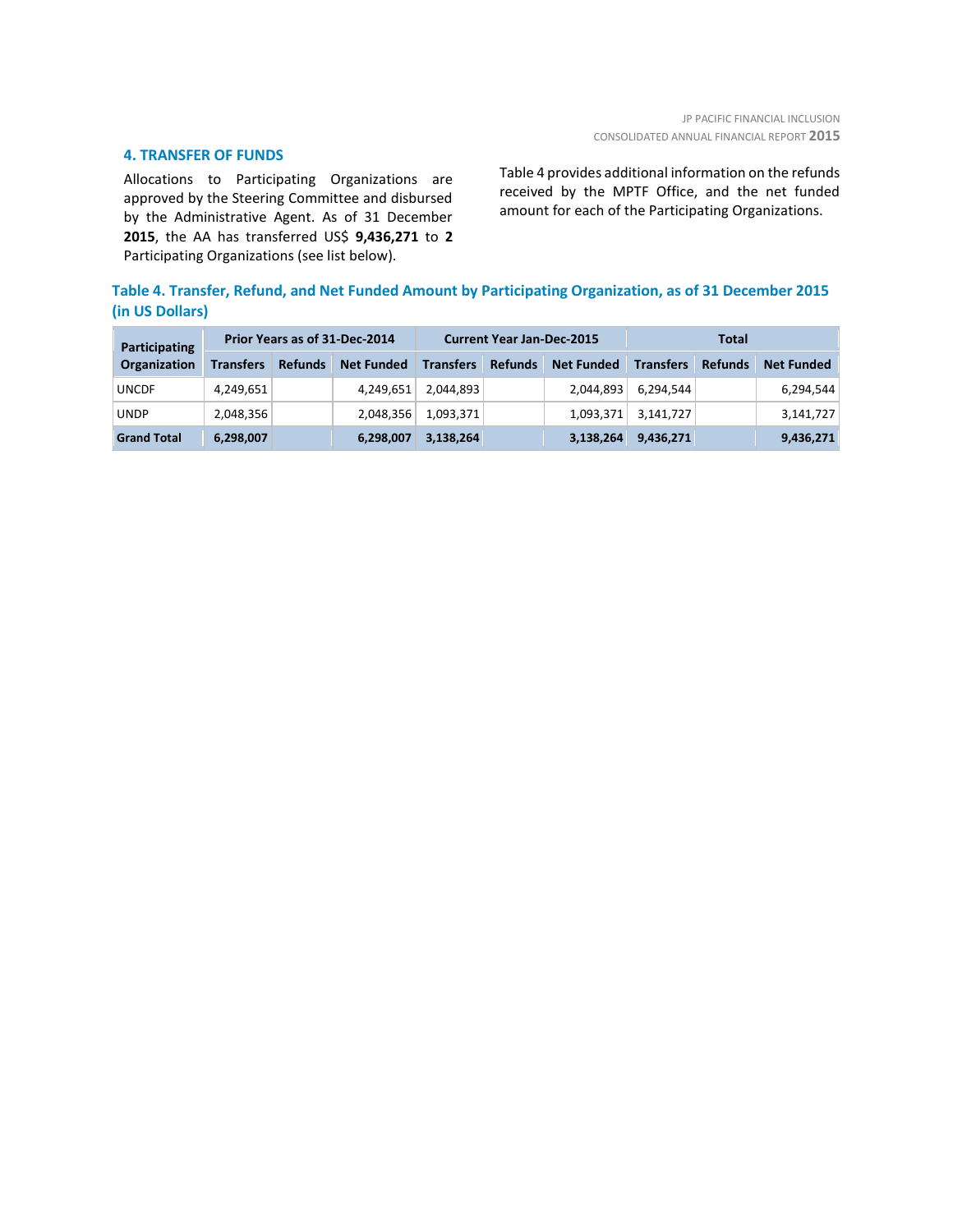## 4. TRANSFER OF FUNDS

Allocations to Participating Organizations are approved by the Steering Committee and disbursed by the Administrative Agent. As of 31 December **2015**, the AA has transferred US$ **9,436,271** to **2** Participating Organizations (see list below).

Table 4 provides additional information on the refunds received by the MPTF Office, and the net funded amount for each of the Participating Organizations.

**Table 4. Transfer, Refund, and Net Funded Amount by Participating Organization, as of 31 December 2015 (in US Dollars)**

| Participating Organization | Prior Years as of 31-Dec-2014 | | | Current Year Jan-Dec-2015 | | | Total | | |
|---|---|---|---|---|---|---|---|---|---|
| | Transfers | Refunds | Net Funded | Transfers | Refunds | Net Funded | Transfers | Refunds | Net Funded |
| UNCDF | 4,249,651 | | 4,249,651 | 2,044,893 | | 2,044,893 | 6,294,544 | | 6,294,544 |
| UNDP | 2,048,356 | | 2,048,356 | 1,093,371 | | 1,093,371 | 3,141,727 | | 3,141,727 |
| **Grand Total** | **6,298,007** | | **6,298,007** | **3,138,264** | | **3,138,264** | **9,436,271** | | **9,436,271** |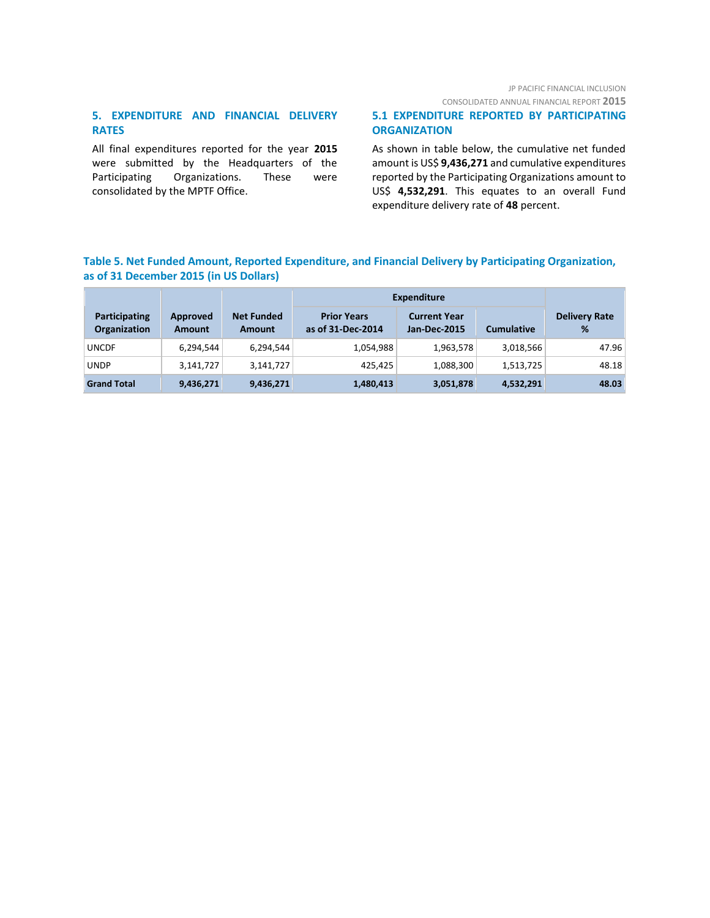## 5. EXPENDITURE AND FINANCIAL DELIVERY RATES

All final expenditures reported for the year **2015** were submitted by the Headquarters of the Participating Organizations. These were consolidated by the MPTF Office.

## 5.1 EXPENDITURE REPORTED BY PARTICIPATING ORGANIZATION

As shown in table below, the cumulative net funded amount is US$ **9,436,271** and cumulative expenditures reported by the Participating Organizations amount to US$ **4,532,291**. This equates to an overall Fund expenditure delivery rate of **48** percent.

**Table 5. Net Funded Amount, Reported Expenditure, and Financial Delivery by Participating Organization, as of 31 December 2015 (in US Dollars)**

| Participating Organization | Approved Amount | Net Funded Amount | Expenditure | | | Delivery Rate % |
|---|---|---|---|---|---|---|
| | | | Prior Years as of 31-Dec-2014 | Current Year Jan-Dec-2015 | Cumulative | |
| UNCDF | 6,294,544 | 6,294,544 | 1,054,988 | 1,963,578 | 3,018,566 | 47.96 |
| UNDP | 3,141,727 | 3,141,727 | 425,425 | 1,088,300 | 1,513,725 | 48.18 |
| **Grand Total** | **9,436,271** | **9,436,271** | **1,480,413** | **3,051,878** | **4,532,291** | **48.03** |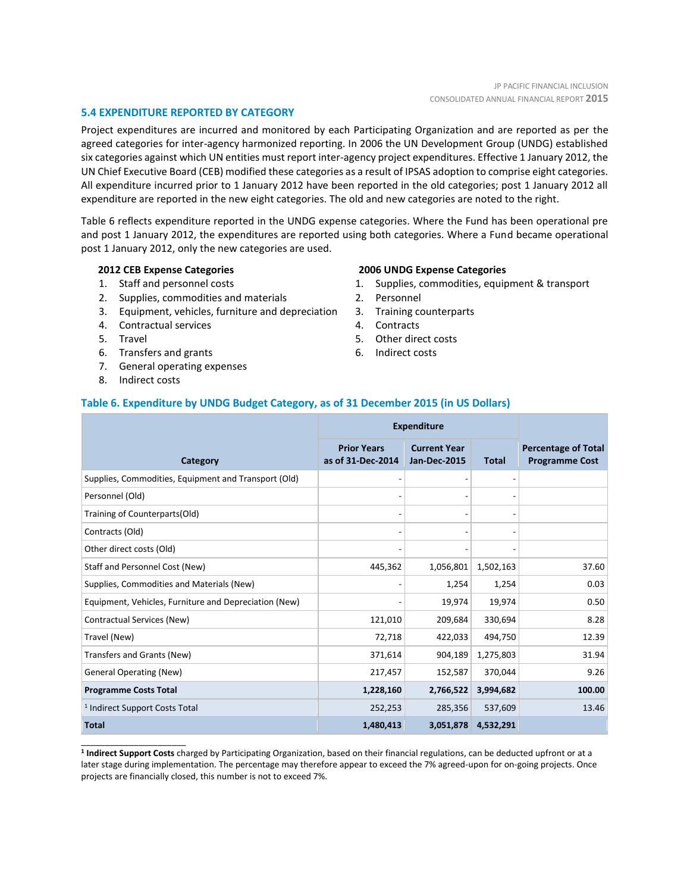### 5.4 EXPENDITURE REPORTED BY CATEGORY

Project expenditures are incurred and monitored by each Participating Organization and are reported as per the agreed categories for inter-agency harmonized reporting. In 2006 the UN Development Group (UNDG) established six categories against which UN entities must report inter-agency project expenditures. Effective 1 January 2012, the UN Chief Executive Board (CEB) modified these categories as a result of IPSAS adoption to comprise eight categories. All expenditure incurred prior to 1 January 2012 have been reported in the old categories; post 1 January 2012 all expenditure are reported in the new eight categories. The old and new categories are noted to the right.

Table 6 reflects expenditure reported in the UNDG expense categories. Where the Fund has been operational pre and post 1 January 2012, the expenditures are reported using both categories. Where a Fund became operational post 1 January 2012, only the new categories are used.

**2012 CEB Expense Categories**

1. Staff and personnel costs
2. Supplies, commodities and materials
3. Equipment, vehicles, furniture and depreciation
4. Contractual services
5. Travel
6. Transfers and grants
7. General operating expenses
8. Indirect costs

**2006 UNDG Expense Categories**

1. Supplies, commodities, equipment & transport
2. Personnel
3. Training counterparts
4. Contracts
5. Other direct costs
6. Indirect costs

#### Table 6. Expenditure by UNDG Budget Category, as of 31 December 2015 (in US Dollars)

| Category | Expenditure | | | Percentage of Total Programme Cost |
|---|---|---|---|---|
| | Prior Years as of 31-Dec-2014 | Current Year Jan-Dec-2015 | Total | |
| Supplies, Commodities, Equipment and Transport (Old) | - | - | - | |
| Personnel (Old) | - | - | - | |
| Training of Counterparts(Old) | - | - | - | |
| Contracts (Old) | - | - | - | |
| Other direct costs (Old) | - | - | - | |
| Staff and Personnel Cost (New) | 445,362 | 1,056,801 | 1,502,163 | 37.60 |
| Supplies, Commodities and Materials (New) | - | 1,254 | 1,254 | 0.03 |
| Equipment, Vehicles, Furniture and Depreciation (New) | - | 19,974 | 19,974 | 0.50 |
| Contractual Services (New) | 121,010 | 209,684 | 330,694 | 8.28 |
| Travel (New) | 72,718 | 422,033 | 494,750 | 12.39 |
| Transfers and Grants (New) | 371,614 | 904,189 | 1,275,803 | 31.94 |
| General Operating (New) | 217,457 | 152,587 | 370,044 | 9.26 |
| **Programme Costs Total** | **1,228,160** | **2,766,522** | **3,994,682** | **100.00** |
| [1] Indirect Support Costs Total | 252,253 | 285,356 | 537,609 | 13.46 |
| **Total** | **1,480,413** | **3,051,878** | **4,532,291** | |

[1] **Indirect Support Costs** charged by Participating Organization, based on their financial regulations, can be deducted upfront or at a later stage during implementation. The percentage may therefore appear to exceed the 7% agreed-upon for on-going projects. Once projects are financially closed, this number is not to exceed 7%.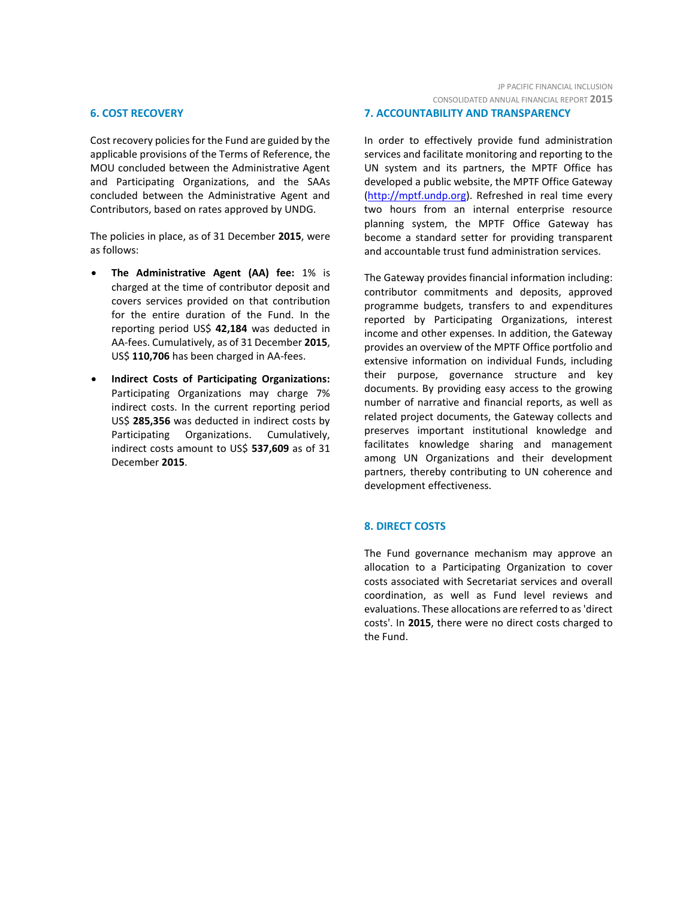## 6. COST RECOVERY

Cost recovery policies for the Fund are guided by the applicable provisions of the Terms of Reference, the MOU concluded between the Administrative Agent and Participating Organizations, and the SAAs concluded between the Administrative Agent and Contributors, based on rates approved by UNDG.

The policies in place, as of 31 December **2015**, were as follows:

- **The Administrative Agent (AA) fee:** 1% is charged at the time of contributor deposit and covers services provided on that contribution for the entire duration of the Fund. In the reporting period US$ **42,184** was deducted in AA-fees. Cumulatively, as of 31 December **2015**, US$ **110,706** has been charged in AA-fees.
- **Indirect Costs of Participating Organizations:** Participating Organizations may charge 7% indirect costs. In the current reporting period US$ **285,356** was deducted in indirect costs by Participating Organizations. Cumulatively, indirect costs amount to US$ **537,609** as of 31 December **2015**.

## 7. ACCOUNTABILITY AND TRANSPARENCY

In order to effectively provide fund administration services and facilitate monitoring and reporting to the UN system and its partners, the MPTF Office has developed a public website, the MPTF Office Gateway (http://mptf.undp.org). Refreshed in real time every two hours from an internal enterprise resource planning system, the MPTF Office Gateway has become a standard setter for providing transparent and accountable trust fund administration services.

The Gateway provides financial information including: contributor commitments and deposits, approved programme budgets, transfers to and expenditures reported by Participating Organizations, interest income and other expenses. In addition, the Gateway provides an overview of the MPTF Office portfolio and extensive information on individual Funds, including their purpose, governance structure and key documents. By providing easy access to the growing number of narrative and financial reports, as well as related project documents, the Gateway collects and preserves important institutional knowledge and facilitates knowledge sharing and management among UN Organizations and their development partners, thereby contributing to UN coherence and development effectiveness.

## 8. DIRECT COSTS

The Fund governance mechanism may approve an allocation to a Participating Organization to cover costs associated with Secretariat services and overall coordination, as well as Fund level reviews and evaluations. These allocations are referred to as 'direct costs'. In **2015**, there were no direct costs charged to the Fund.